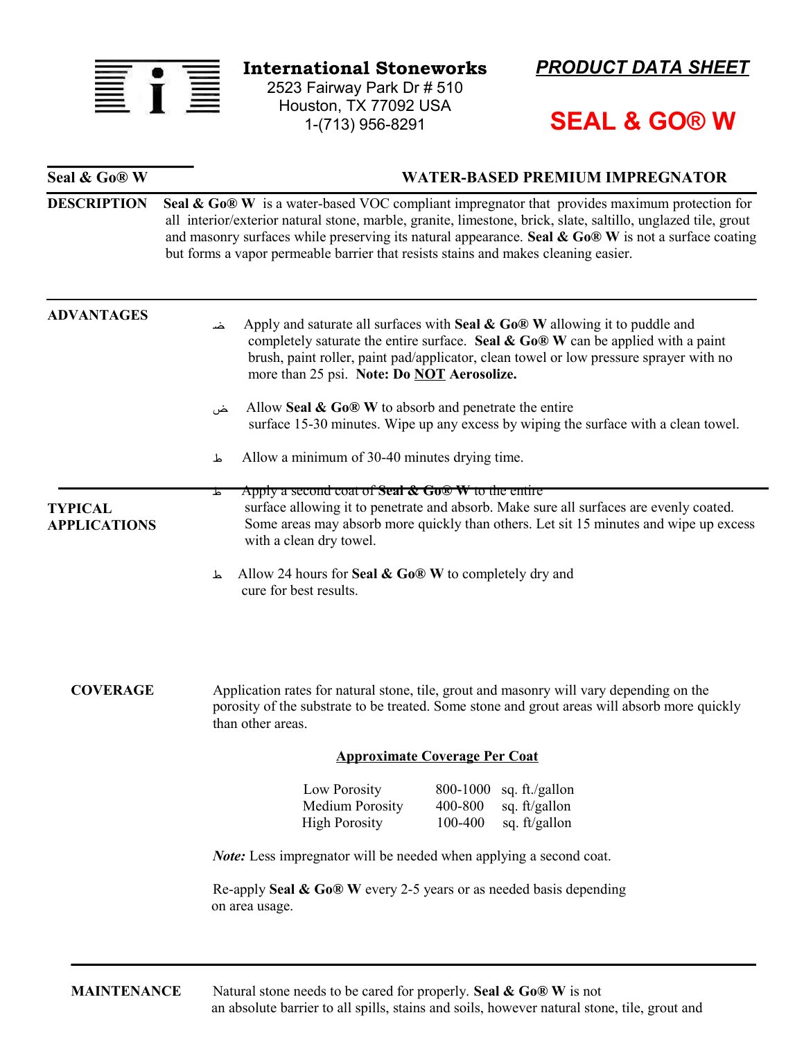**International Stoneworks**
2523 Fairway Park Dr # 510
Houston, TX 77092 USA
1-(713) 956-8291

***PRODUCT DATA SHEET***

# SEAL & GO® W

## Seal & Go® W — WATER-BASED PREMIUM IMPREGNATOR

**DESCRIPTION**

**Seal & Go® W** is a water-based VOC compliant impregnator that provides maximum protection for all interior/exterior natural stone, marble, granite, limestone, brick, slate, saltillo, unglazed tile, grout and masonry surfaces while preserving its natural appearance. **Seal & Go® W** is not a surface coating but forms a vapor permeable barrier that resists stains and makes cleaning easier.

**ADVANTAGES**

**TYPICAL APPLICATIONS**

- Apply and saturate all surfaces with **Seal & Go® W** allowing it to puddle and completely saturate the entire surface. **Seal & Go® W** can be applied with a paint brush, paint roller, paint pad/applicator, clean towel or low pressure sprayer with no more than 25 psi. **Note: Do NOT Aerosolize.**
- Allow **Seal & Go® W** to absorb and penetrate the entire surface 15-30 minutes. Wipe up any excess by wiping the surface with a clean towel.
- Allow a minimum of 30-40 minutes drying time.
- Apply a second coat of **Seal & Go® W** to the entire surface allowing it to penetrate and absorb. Make sure all surfaces are evenly coated. Some areas may absorb more quickly than others. Let sit 15 minutes and wipe up excess with a clean dry towel.
- Allow 24 hours for **Seal & Go® W** to completely dry and cure for best results.

**COVERAGE**

Application rates for natural stone, tile, grout and masonry will vary depending on the porosity of the substrate to be treated. Some stone and grout areas will absorb more quickly than other areas.

**Approximate Coverage Per Coat**

| Porosity | Coverage | Unit |
|---|---|---|
| Low Porosity | 800-1000 | sq. ft./gallon |
| Medium Porosity | 400-800 | sq. ft/gallon |
| High Porosity | 100-400 | sq. ft/gallon |

***Note:*** Less impregnator will be needed when applying a second coat.

Re-apply **Seal & Go® W** every 2-5 years or as needed basis depending on area usage.

**MAINTENANCE**

Natural stone needs to be cared for properly. **Seal & Go® W** is not an absolute barrier to all spills, stains and soils, however natural stone, tile, grout and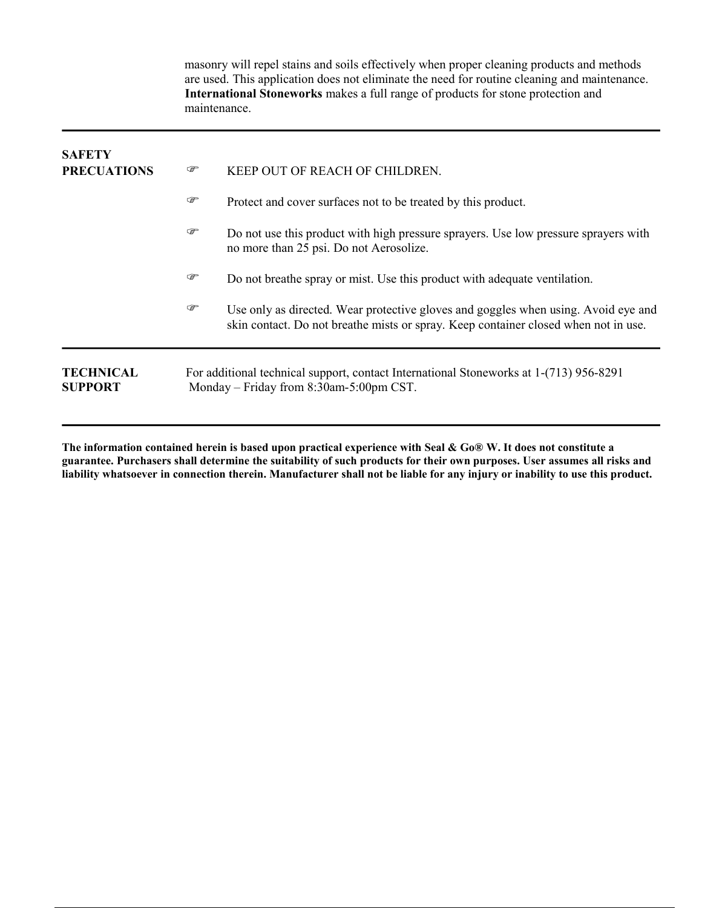masonry will repel stains and soils effectively when proper cleaning products and methods are used. This application does not eliminate the need for routine cleaning and maintenance. **International Stoneworks** makes a full range of products for stone protection and maintenance.

---

**SAFETY PRECUATIONS**

- KEEP OUT OF REACH OF CHILDREN.
- Protect and cover surfaces not to be treated by this product.
- Do not use this product with high pressure sprayers. Use low pressure sprayers with no more than 25 psi. Do not Aerosolize.
- Do not breathe spray or mist. Use this product with adequate ventilation.
- Use only as directed. Wear protective gloves and goggles when using. Avoid eye and skin contact. Do not breathe mists or spray. Keep container closed when not in use.

---

**TECHNICAL SUPPORT**

For additional technical support, contact International Stoneworks at 1-(713) 956-8291 Monday – Friday from 8:30am-5:00pm CST.

---

**The information contained herein is based upon practical experience with Seal & Go® W. It does not constitute a guarantee. Purchasers shall determine the suitability of such products for their own purposes. User assumes all risks and liability whatsoever in connection therein. Manufacturer shall not be liable for any injury or inability to use this product.**